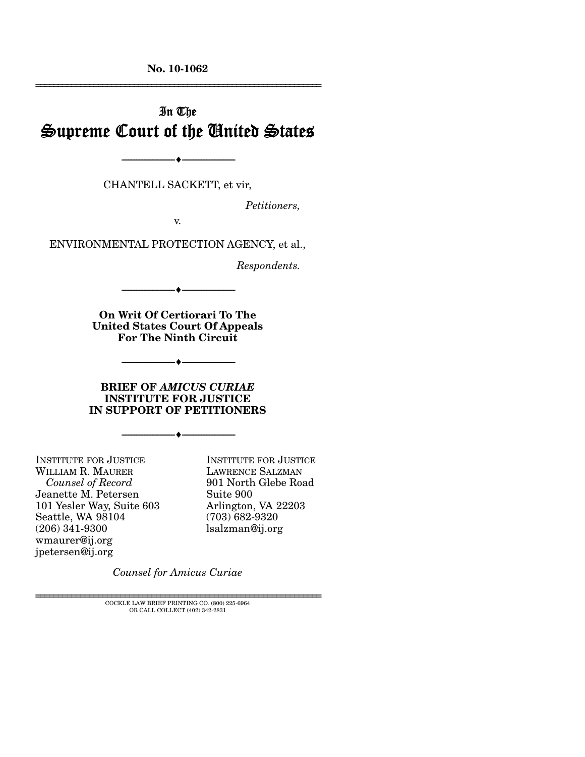**No. 10-1062**

---

# In The
# Supreme Court of the United States

---

CHANTELL SACKETT, et vir,

*Petitioners,*

v.

ENVIRONMENTAL PROTECTION AGENCY, et al.,

*Respondents.*

---

**On Writ Of Certiorari To The United States Court Of Appeals For The Ninth Circuit**

---

**BRIEF OF *AMICUS CURIAE* INSTITUTE FOR JUSTICE IN SUPPORT OF PETITIONERS**

---

INSTITUTE FOR JUSTICE
WILLIAM R. MAURER
*Counsel of Record*
Jeanette M. Petersen
101 Yesler Way, Suite 603
Seattle, WA 98104
(206) 341-9300
wmaurer@ij.org
jpetersen@ij.org

INSTITUTE FOR JUSTICE
LAWRENCE SALZMAN
901 North Glebe Road
Suite 900
Arlington, VA 22203
(703) 682-9320
lsalzman@ij.org

*Counsel for Amicus Curiae*

---

COCKLE LAW BRIEF PRINTING CO. (800) 225-6964
OR CALL COLLECT (402) 342-2831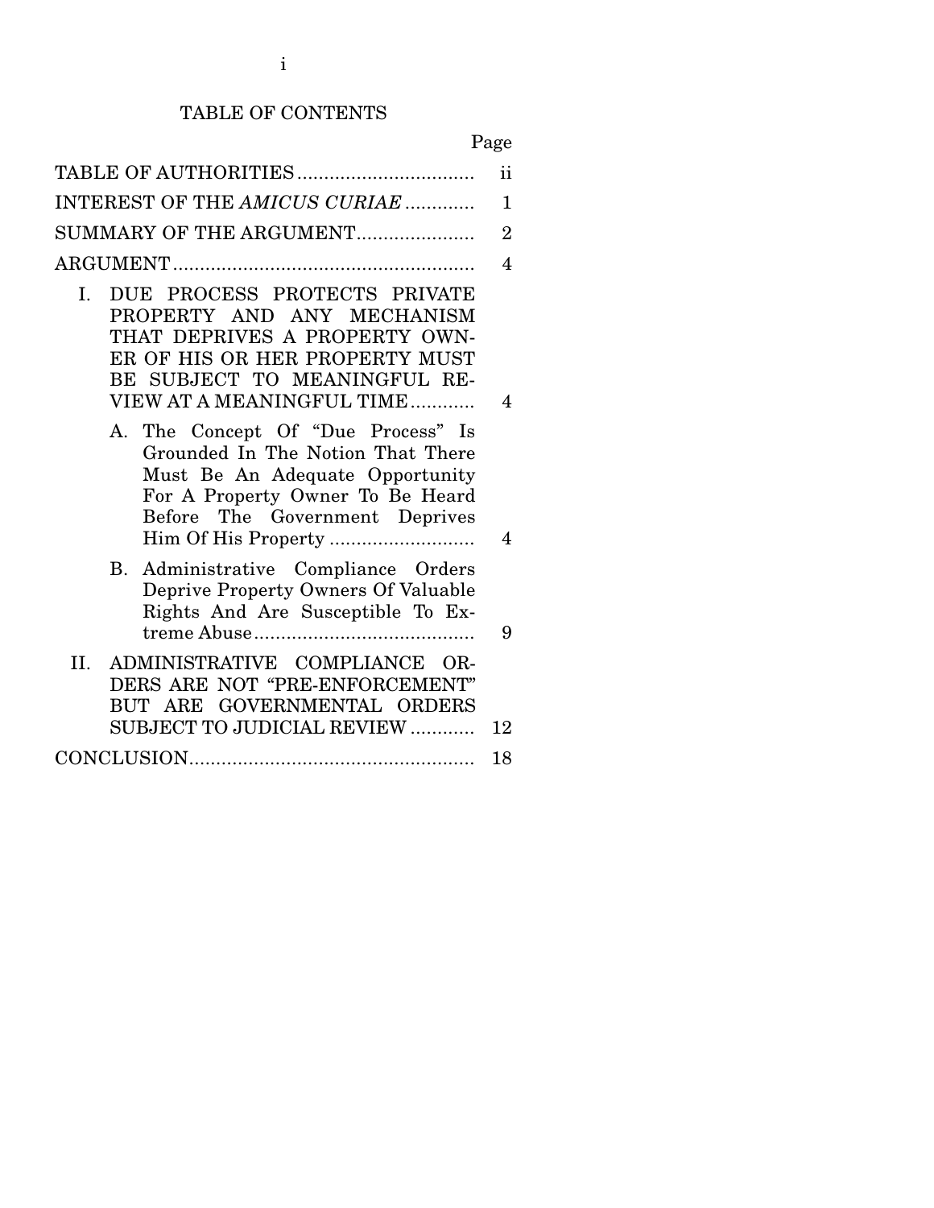# TABLE OF CONTENTS

| | Page |
|---|---|
| TABLE OF AUTHORITIES | ii |
| INTEREST OF THE *AMICUS CURIAE* | 1 |
| SUMMARY OF THE ARGUMENT | 2 |
| ARGUMENT | 4 |
| I. DUE PROCESS PROTECTS PRIVATE PROPERTY AND ANY MECHANISM THAT DEPRIVES A PROPERTY OWNER OF HIS OR HER PROPERTY MUST BE SUBJECT TO MEANINGFUL REVIEW AT A MEANINGFUL TIME | 4 |
| A. The Concept Of "Due Process" Is Grounded In The Notion That There Must Be An Adequate Opportunity For A Property Owner To Be Heard Before The Government Deprives Him Of His Property | 4 |
| B. Administrative Compliance Orders Deprive Property Owners Of Valuable Rights And Are Susceptible To Extreme Abuse | 9 |
| II. ADMINISTRATIVE COMPLIANCE ORDERS ARE NOT "PRE-ENFORCEMENT" BUT ARE GOVERNMENTAL ORDERS SUBJECT TO JUDICIAL REVIEW | 12 |
| CONCLUSION | 18 |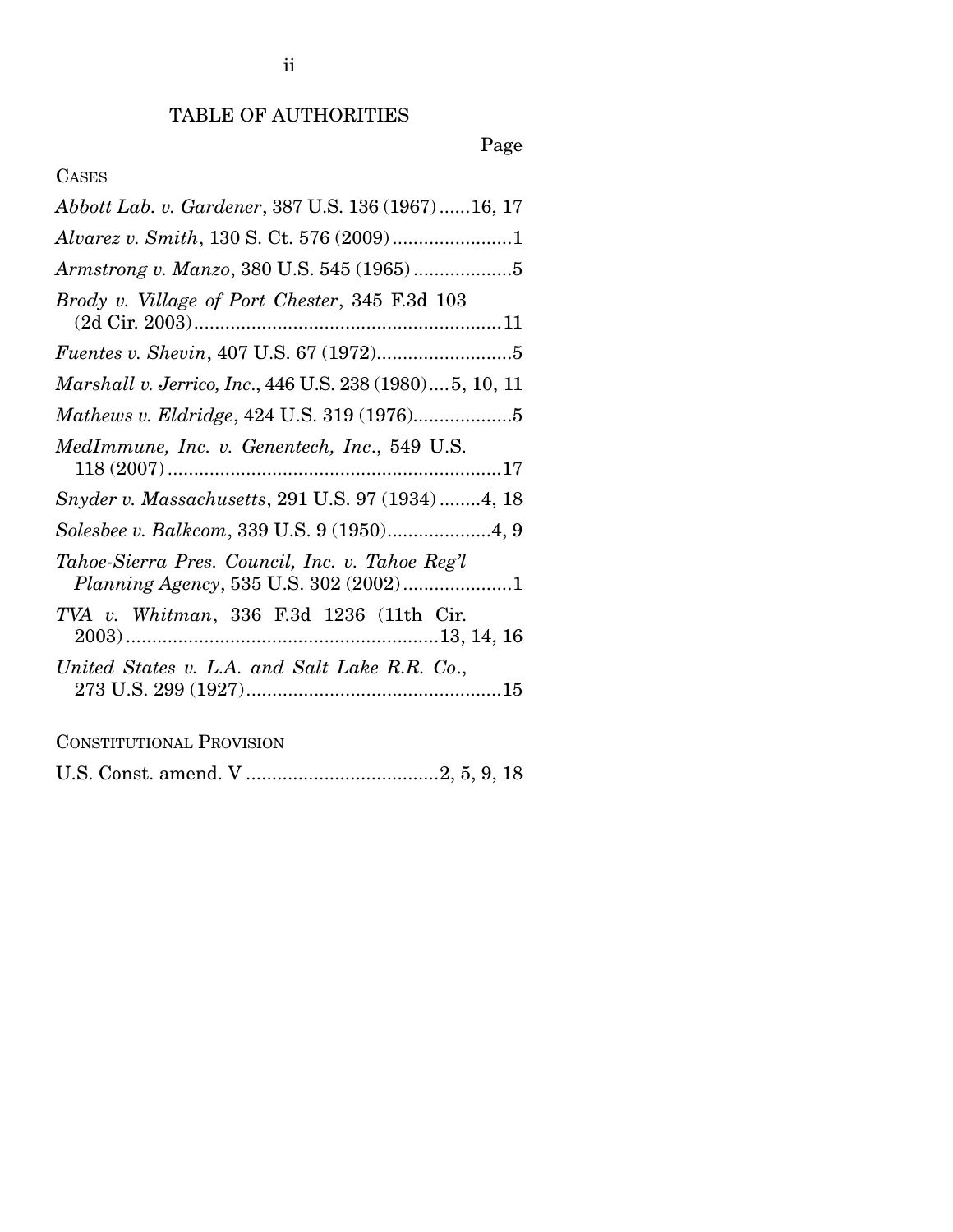# TABLE OF AUTHORITIES

Page

CASES

*Abbott Lab. v. Gardener*, 387 U.S. 136 (1967)......16, 17

*Alvarez v. Smith*, 130 S. Ct. 576 (2009).......................1

*Armstrong v. Manzo*, 380 U.S. 545 (1965)...................5

*Brody v. Village of Port Chester*, 345 F.3d 103 (2d Cir. 2003)...........................................................11

*Fuentes v. Shevin*, 407 U.S. 67 (1972)..........................5

*Marshall v. Jerrico, Inc*., 446 U.S. 238 (1980)....5, 10, 11

*Mathews v. Eldridge*, 424 U.S. 319 (1976)...................5

*MedImmune, Inc. v. Genentech, Inc*., 549 U.S. 118 (2007)................................................................17

*Snyder v. Massachusetts*, 291 U.S. 97 (1934)........4, 18

*Solesbee v. Balkcom*, 339 U.S. 9 (1950)....................4, 9

*Tahoe-Sierra Pres. Council, Inc. v. Tahoe Reg'l Planning Agency*, 535 U.S. 302 (2002).....................1

*TVA v. Whitman*, 336 F.3d 1236 (11th Cir. 2003)............................................................13, 14, 16

*United States v. L.A. and Salt Lake R.R. Co*., 273 U.S. 299 (1927).................................................15

CONSTITUTIONAL PROVISION

U.S. Const. amend. V.....................................2, 5, 9, 18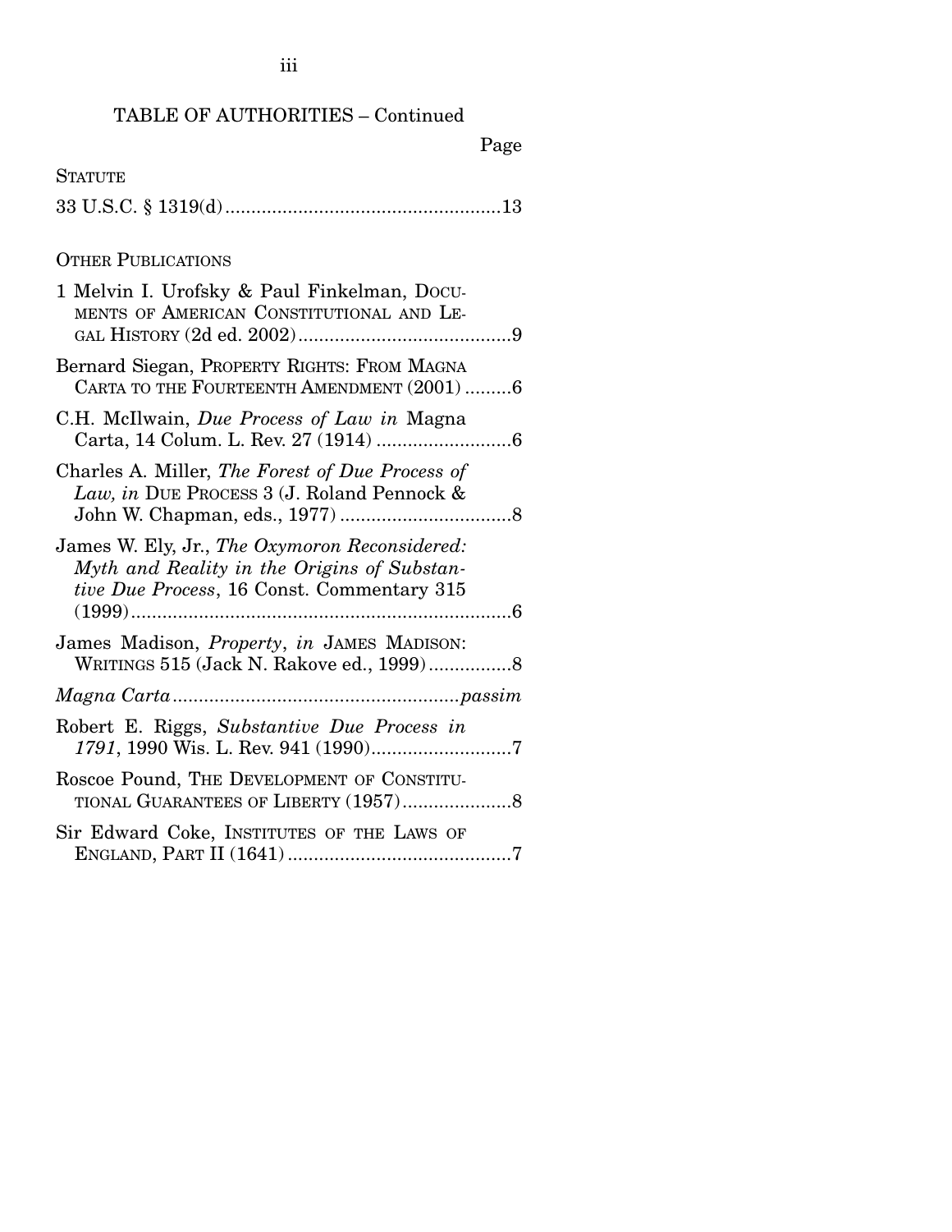TABLE OF AUTHORITIES – Continued

Page

STATUTE

33 U.S.C. § 1319(d) ..................................................... 13

OTHER PUBLICATIONS

1 Melvin I. Urofsky & Paul Finkelman, DOCUMENTS OF AMERICAN CONSTITUTIONAL AND LEGAL HISTORY (2d ed. 2002) ......................................... 9

Bernard Siegan, PROPERTY RIGHTS: FROM MAGNA CARTA TO THE FOURTEENTH AMENDMENT (2001) ......... 6

C.H. McIlwain, *Due Process of Law in* Magna Carta, 14 Colum. L. Rev. 27 (1914) .......................... 6

Charles A. Miller, *The Forest of Due Process of Law, in* DUE PROCESS 3 (J. Roland Pennock & John W. Chapman, eds., 1977) ................................. 8

James W. Ely, Jr., *The Oxymoron Reconsidered: Myth and Reality in the Origins of Substantive Due Process*, 16 Const. Commentary 315 (1999) .......................................................................... 6

James Madison, *Property*, *in* JAMES MADISON: WRITINGS 515 (Jack N. Rakove ed., 1999) ................ 8

*Magna Carta* ....................................................... *passim*

Robert E. Riggs, *Substantive Due Process in 1791*, 1990 Wis. L. Rev. 941 (1990) ........................... 7

Roscoe Pound, THE DEVELOPMENT OF CONSTITUTIONAL GUARANTEES OF LIBERTY (1957) ..................... 8

Sir Edward Coke, INSTITUTES OF THE LAWS OF ENGLAND, PART II (1641) ........................................... 7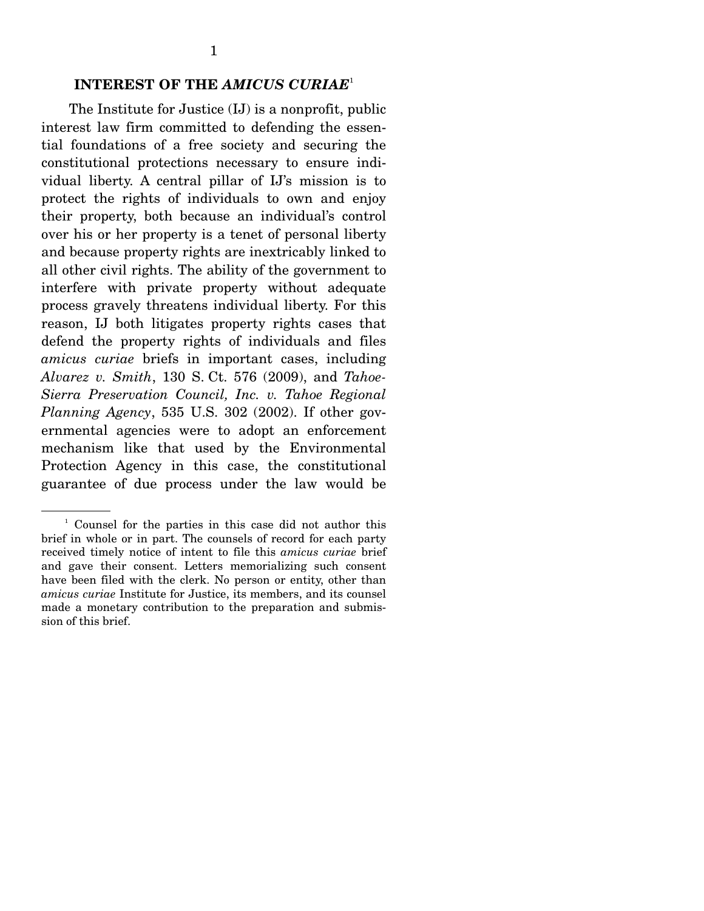## INTEREST OF THE *AMICUS CURIAE*[1]

The Institute for Justice (IJ) is a nonprofit, public interest law firm committed to defending the essential foundations of a free society and securing the constitutional protections necessary to ensure individual liberty. A central pillar of IJ's mission is to protect the rights of individuals to own and enjoy their property, both because an individual's control over his or her property is a tenet of personal liberty and because property rights are inextricably linked to all other civil rights. The ability of the government to interfere with private property without adequate process gravely threatens individual liberty. For this reason, IJ both litigates property rights cases that defend the property rights of individuals and files *amicus curiae* briefs in important cases, including *Alvarez v. Smith*, 130 S. Ct. 576 (2009), and *Tahoe-Sierra Preservation Council, Inc. v. Tahoe Regional Planning Agency*, 535 U.S. 302 (2002). If other governmental agencies were to adopt an enforcement mechanism like that used by the Environmental Protection Agency in this case, the constitutional guarantee of due process under the law would be

[1] Counsel for the parties in this case did not author this brief in whole or in part. The counsels of record for each party received timely notice of intent to file this *amicus curiae* brief and gave their consent. Letters memorializing such consent have been filed with the clerk. No person or entity, other than *amicus curiae* Institute for Justice, its members, and its counsel made a monetary contribution to the preparation and submission of this brief.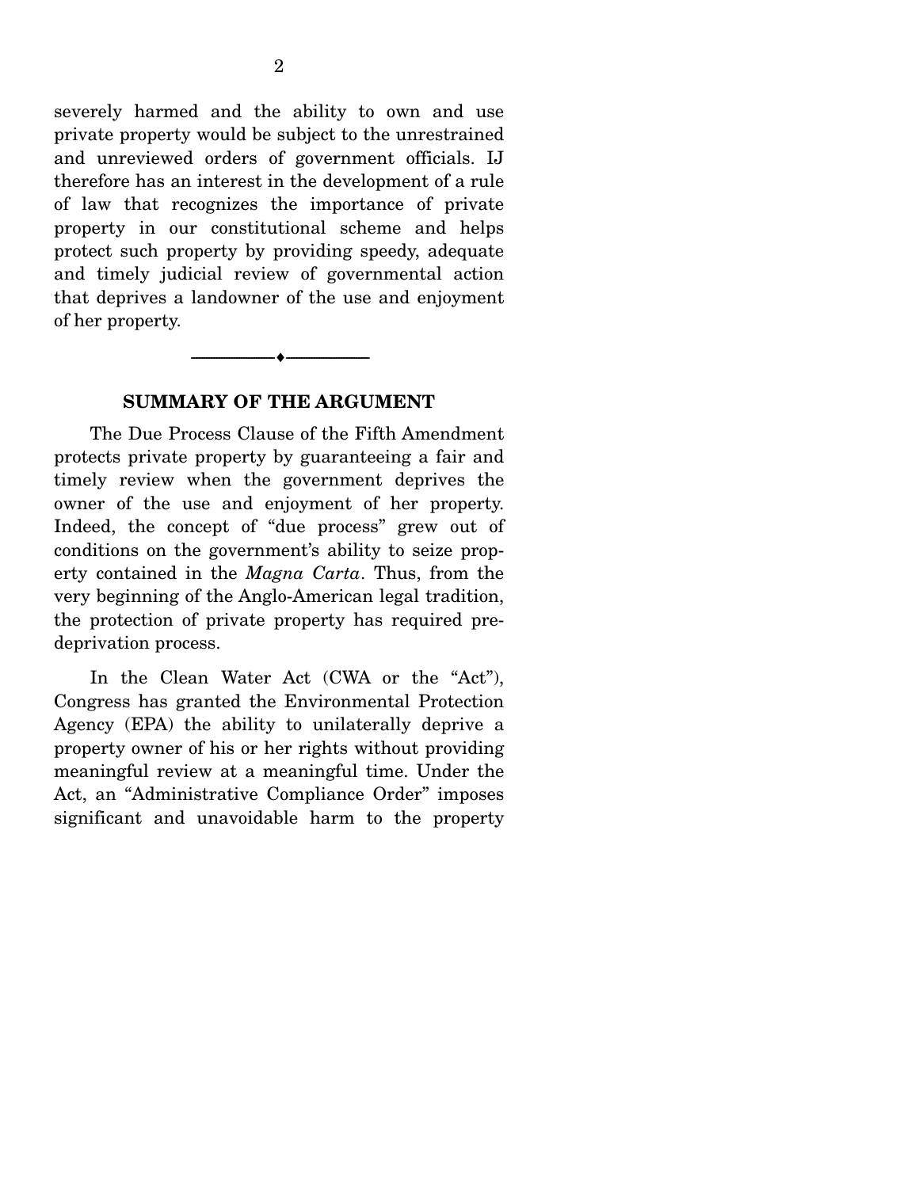severely harmed and the ability to own and use private property would be subject to the unrestrained and unreviewed orders of government officials. IJ therefore has an interest in the development of a rule of law that recognizes the importance of private property in our constitutional scheme and helps protect such property by providing speedy, adequate and timely judicial review of governmental action that deprives a landowner of the use and enjoyment of her property.

## SUMMARY OF THE ARGUMENT

The Due Process Clause of the Fifth Amendment protects private property by guaranteeing a fair and timely review when the government deprives the owner of the use and enjoyment of her property. Indeed, the concept of "due process" grew out of conditions on the government's ability to seize property contained in the *Magna Carta*. Thus, from the very beginning of the Anglo-American legal tradition, the protection of private property has required pre-deprivation process.

In the Clean Water Act (CWA or the "Act"), Congress has granted the Environmental Protection Agency (EPA) the ability to unilaterally deprive a property owner of his or her rights without providing meaningful review at a meaningful time. Under the Act, an "Administrative Compliance Order" imposes significant and unavoidable harm to the property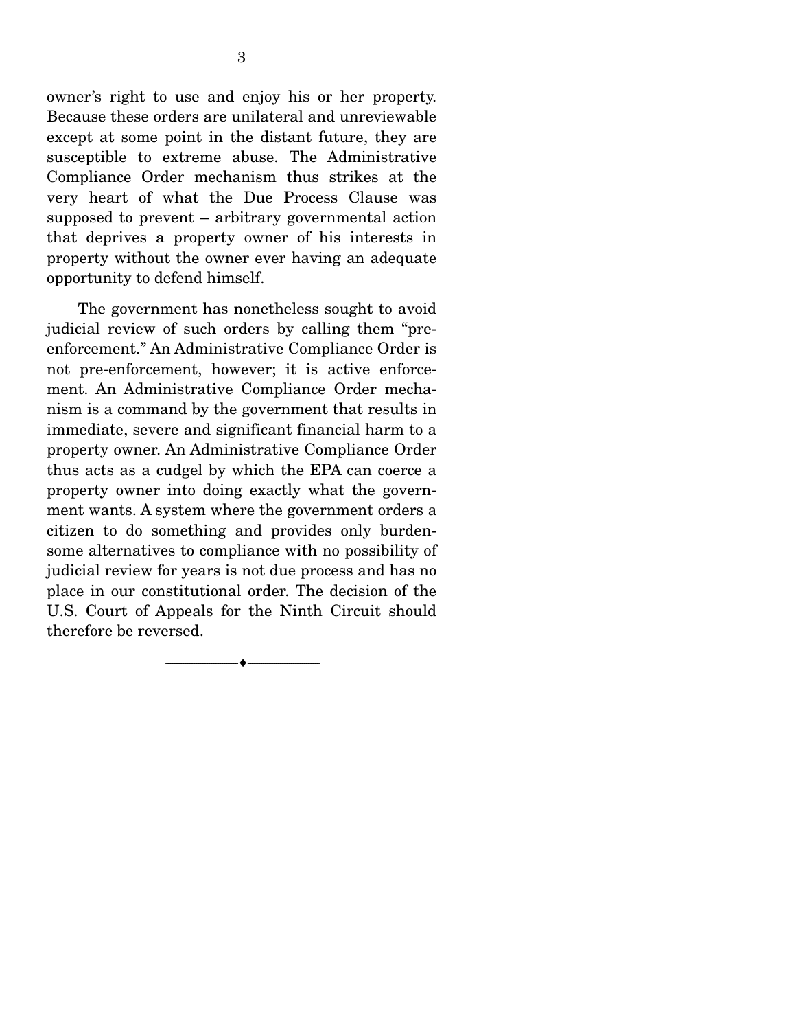owner's right to use and enjoy his or her property. Because these orders are unilateral and unreviewable except at some point in the distant future, they are susceptible to extreme abuse. The Administrative Compliance Order mechanism thus strikes at the very heart of what the Due Process Clause was supposed to prevent – arbitrary governmental action that deprives a property owner of his interests in property without the owner ever having an adequate opportunity to defend himself.

The government has nonetheless sought to avoid judicial review of such orders by calling them "pre-enforcement." An Administrative Compliance Order is not pre-enforcement, however; it is active enforcement. An Administrative Compliance Order mechanism is a command by the government that results in immediate, severe and significant financial harm to a property owner. An Administrative Compliance Order thus acts as a cudgel by which the EPA can coerce a property owner into doing exactly what the government wants. A system where the government orders a citizen to do something and provides only burdensome alternatives to compliance with no possibility of judicial review for years is not due process and has no place in our constitutional order. The decision of the U.S. Court of Appeals for the Ninth Circuit should therefore be reversed.

---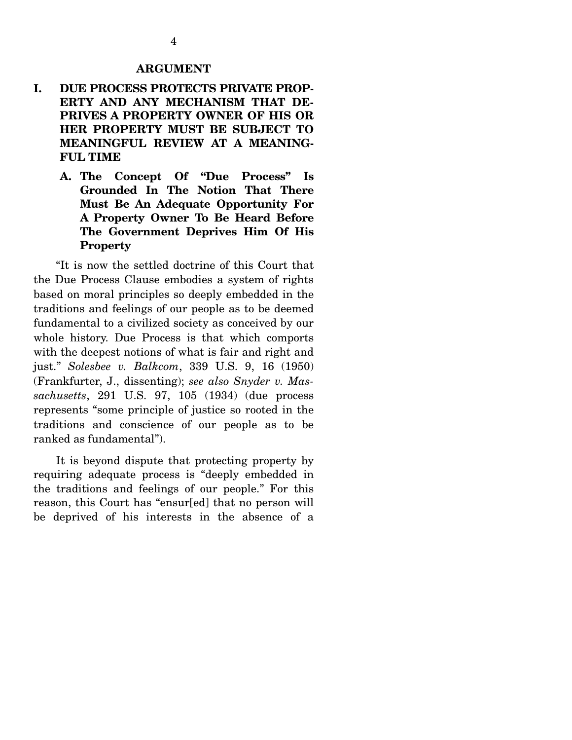## ARGUMENT

### I. DUE PROCESS PROTECTS PRIVATE PROPERTY AND ANY MECHANISM THAT DEPRIVES A PROPERTY OWNER OF HIS OR HER PROPERTY MUST BE SUBJECT TO MEANINGFUL REVIEW AT A MEANINGFUL TIME

#### A. The Concept Of "Due Process" Is Grounded In The Notion That There Must Be An Adequate Opportunity For A Property Owner To Be Heard Before The Government Deprives Him Of His Property

"It is now the settled doctrine of this Court that the Due Process Clause embodies a system of rights based on moral principles so deeply embedded in the traditions and feelings of our people as to be deemed fundamental to a civilized society as conceived by our whole history. Due Process is that which comports with the deepest notions of what is fair and right and just." *Solesbee v. Balkcom*, 339 U.S. 9, 16 (1950) (Frankfurter, J., dissenting); *see also Snyder v. Massachusetts*, 291 U.S. 97, 105 (1934) (due process represents "some principle of justice so rooted in the traditions and conscience of our people as to be ranked as fundamental").

It is beyond dispute that protecting property by requiring adequate process is "deeply embedded in the traditions and feelings of our people." For this reason, this Court has "ensur[ed] that no person will be deprived of his interests in the absence of a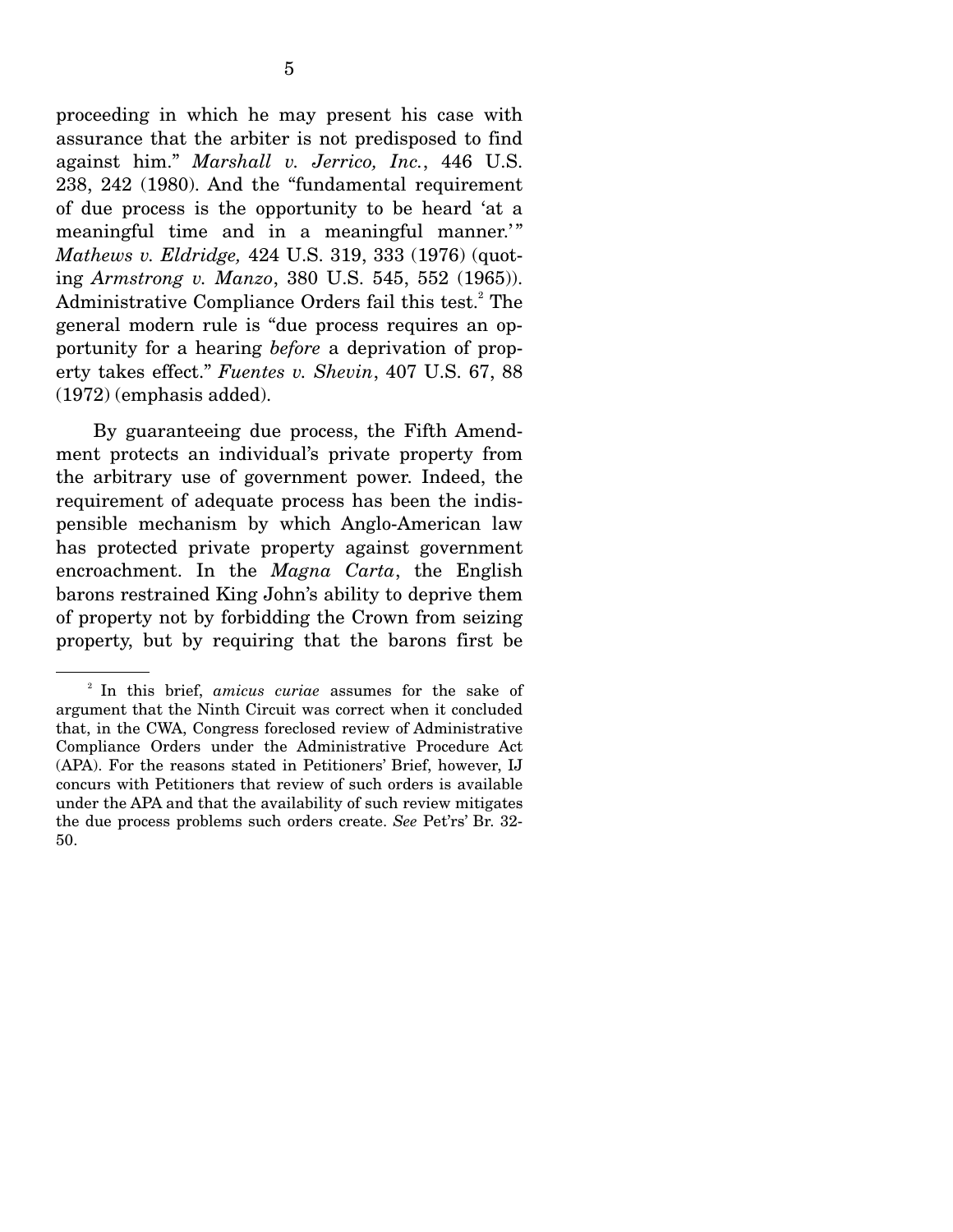proceeding in which he may present his case with assurance that the arbiter is not predisposed to find against him." *Marshall v. Jerrico, Inc.*, 446 U.S. 238, 242 (1980). And the "fundamental requirement of due process is the opportunity to be heard 'at a meaningful time and in a meaningful manner.'" *Mathews v. Eldridge,* 424 U.S. 319, 333 (1976) (quoting *Armstrong v. Manzo*, 380 U.S. 545, 552 (1965)). Administrative Compliance Orders fail this test.[2] The general modern rule is "due process requires an opportunity for a hearing *before* a deprivation of property takes effect." *Fuentes v. Shevin*, 407 U.S. 67, 88 (1972) (emphasis added).

By guaranteeing due process, the Fifth Amendment protects an individual's private property from the arbitrary use of government power. Indeed, the requirement of adequate process has been the indispensible mechanism by which Anglo-American law has protected private property against government encroachment. In the *Magna Carta*, the English barons restrained King John's ability to deprive them of property not by forbidding the Crown from seizing property, but by requiring that the barons first be

---

[2] In this brief, *amicus curiae* assumes for the sake of argument that the Ninth Circuit was correct when it concluded that, in the CWA, Congress foreclosed review of Administrative Compliance Orders under the Administrative Procedure Act (APA). For the reasons stated in Petitioners' Brief, however, IJ concurs with Petitioners that review of such orders is available under the APA and that the availability of such review mitigates the due process problems such orders create. *See* Pet'rs' Br. 32-50.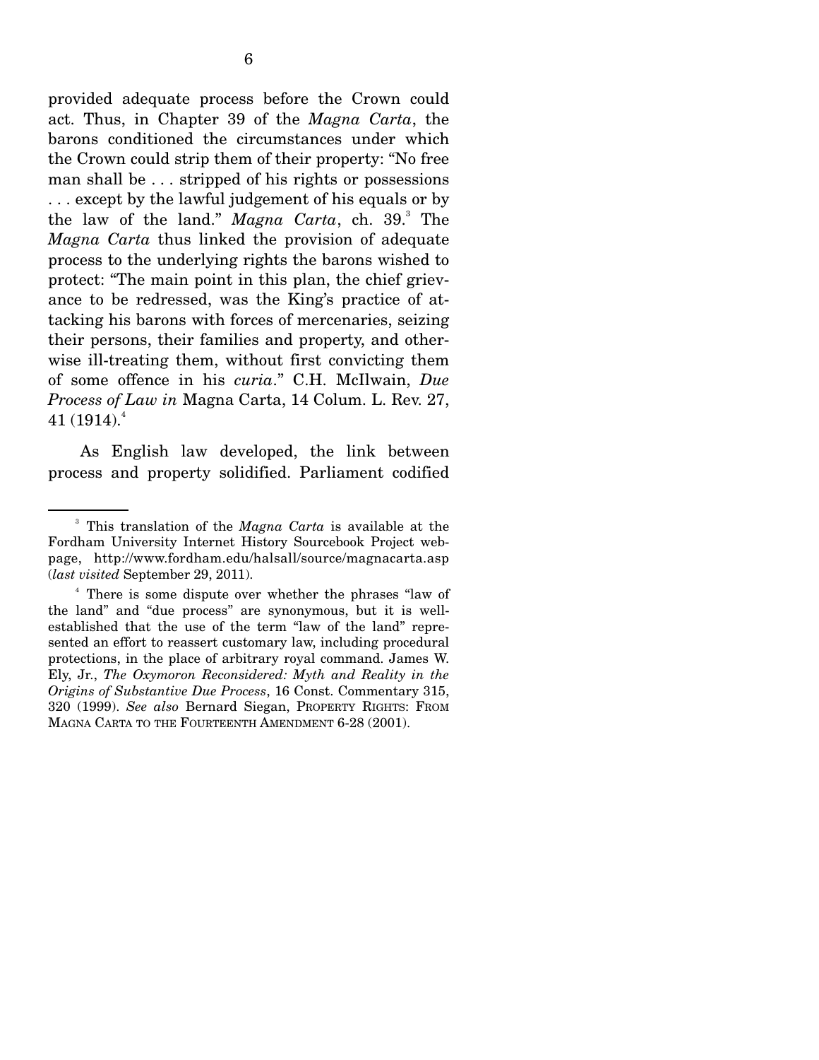provided adequate process before the Crown could act. Thus, in Chapter 39 of the *Magna Carta*, the barons conditioned the circumstances under which the Crown could strip them of their property: "No free man shall be . . . stripped of his rights or possessions . . . except by the lawful judgement of his equals or by the law of the land." *Magna Carta*, ch. 39.[3] The *Magna Carta* thus linked the provision of adequate process to the underlying rights the barons wished to protect: "The main point in this plan, the chief grievance to be redressed, was the King's practice of attacking his barons with forces of mercenaries, seizing their persons, their families and property, and otherwise ill-treating them, without first convicting them of some offence in his *curia*." C.H. McIlwain, *Due Process of Law in* Magna Carta, 14 Colum. L. Rev. 27, 41 (1914).[4]

As English law developed, the link between process and property solidified. Parliament codified

---

[3] This translation of the *Magna Carta* is available at the Fordham University Internet History Sourcebook Project webpage, http://www.fordham.edu/halsall/source/magnacarta.asp (*last visited* September 29, 2011).

[4] There is some dispute over whether the phrases "law of the land" and "due process" are synonymous, but it is well-established that the use of the term "law of the land" represented an effort to reassert customary law, including procedural protections, in the place of arbitrary royal command. James W. Ely, Jr., *The Oxymoron Reconsidered: Myth and Reality in the Origins of Substantive Due Process*, 16 Const. Commentary 315, 320 (1999). *See also* Bernard Siegan, PROPERTY RIGHTS: FROM MAGNA CARTA TO THE FOURTEENTH AMENDMENT 6-28 (2001).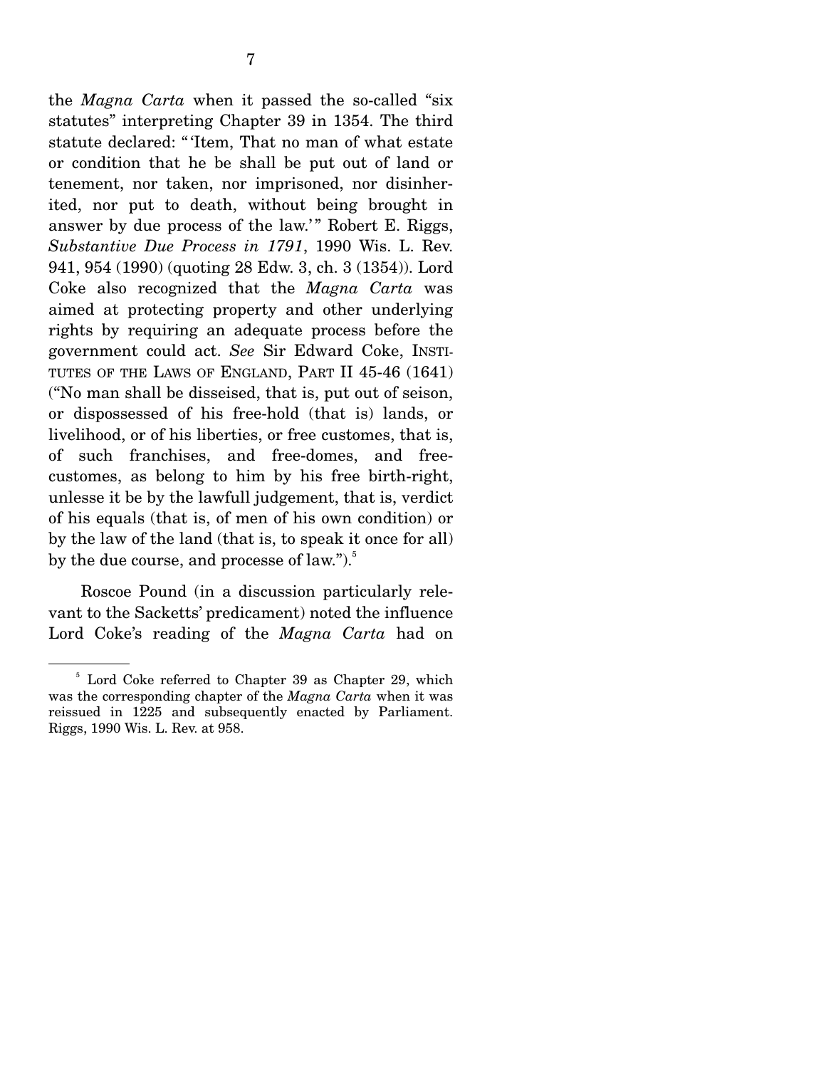the *Magna Carta* when it passed the so-called "six statutes" interpreting Chapter 39 in 1354. The third statute declared: "'Item, That no man of what estate or condition that he be shall be put out of land or tenement, nor taken, nor imprisoned, nor disinherited, nor put to death, without being brought in answer by due process of the law.'" Robert E. Riggs, *Substantive Due Process in 1791*, 1990 Wis. L. Rev. 941, 954 (1990) (quoting 28 Edw. 3, ch. 3 (1354)). Lord Coke also recognized that the *Magna Carta* was aimed at protecting property and other underlying rights by requiring an adequate process before the government could act. *See* Sir Edward Coke, INSTITUTES OF THE LAWS OF ENGLAND, PART II 45-46 (1641) ("No man shall be disseised, that is, put out of seison, or dispossessed of his free-hold (that is) lands, or livelihood, or of his liberties, or free customes, that is, of such franchises, and free-domes, and free-customes, as belong to him by his free birth-right, unlesse it be by the lawfull judgement, that is, verdict of his equals (that is, of men of his own condition) or by the law of the land (that is, to speak it once for all) by the due course, and processe of law.").[5]

Roscoe Pound (in a discussion particularly relevant to the Sacketts' predicament) noted the influence Lord Coke's reading of the *Magna Carta* had on

[5] Lord Coke referred to Chapter 39 as Chapter 29, which was the corresponding chapter of the *Magna Carta* when it was reissued in 1225 and subsequently enacted by Parliament. Riggs, 1990 Wis. L. Rev. at 958.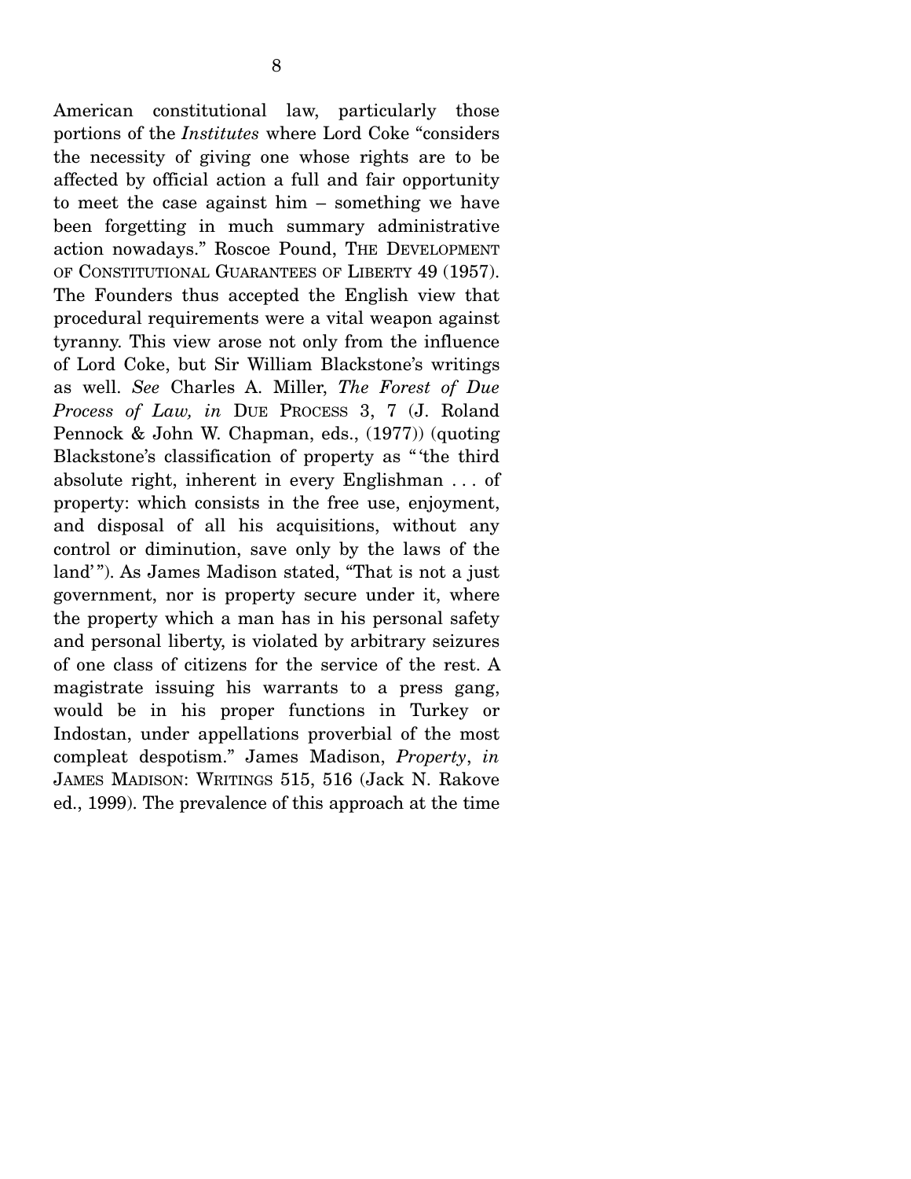American constitutional law, particularly those portions of the *Institutes* where Lord Coke "considers the necessity of giving one whose rights are to be affected by official action a full and fair opportunity to meet the case against him – something we have been forgetting in much summary administrative action nowadays." Roscoe Pound, THE DEVELOPMENT OF CONSTITUTIONAL GUARANTEES OF LIBERTY 49 (1957). The Founders thus accepted the English view that procedural requirements were a vital weapon against tyranny. This view arose not only from the influence of Lord Coke, but Sir William Blackstone's writings as well. *See* Charles A. Miller, *The Forest of Due Process of Law, in* DUE PROCESS 3, 7 (J. Roland Pennock & John W. Chapman, eds., (1977)) (quoting Blackstone's classification of property as "'the third absolute right, inherent in every Englishman . . . of property: which consists in the free use, enjoyment, and disposal of all his acquisitions, without any control or diminution, save only by the laws of the land'"). As James Madison stated, "That is not a just government, nor is property secure under it, where the property which a man has in his personal safety and personal liberty, is violated by arbitrary seizures of one class of citizens for the service of the rest. A magistrate issuing his warrants to a press gang, would be in his proper functions in Turkey or Indostan, under appellations proverbial of the most compleat despotism." James Madison, *Property*, *in* JAMES MADISON: WRITINGS 515, 516 (Jack N. Rakove ed., 1999). The prevalence of this approach at the time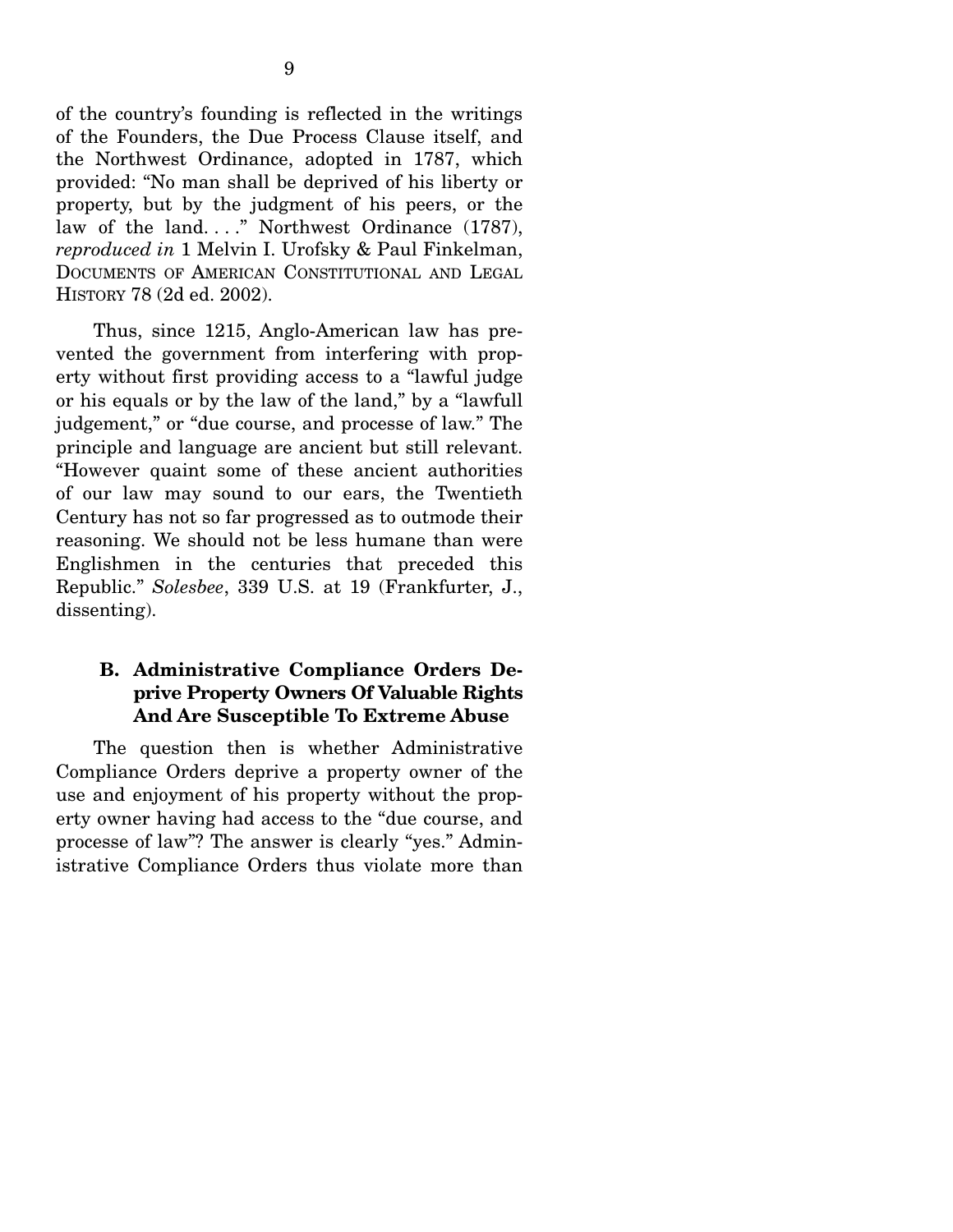of the country's founding is reflected in the writings of the Founders, the Due Process Clause itself, and the Northwest Ordinance, adopted in 1787, which provided: "No man shall be deprived of his liberty or property, but by the judgment of his peers, or the law of the land. . . ." Northwest Ordinance (1787), *reproduced in* 1 Melvin I. Urofsky & Paul Finkelman, Documents of American Constitutional and Legal History 78 (2d ed. 2002).

Thus, since 1215, Anglo-American law has prevented the government from interfering with property without first providing access to a "lawful judge or his equals or by the law of the land," by a "lawfull judgement," or "due course, and processe of law." The principle and language are ancient but still relevant. "However quaint some of these ancient authorities of our law may sound to our ears, the Twentieth Century has not so far progressed as to outmode their reasoning. We should not be less humane than were Englishmen in the centuries that preceded this Republic." *Solesbee*, 339 U.S. at 19 (Frankfurter, J., dissenting).

### B. Administrative Compliance Orders Deprive Property Owners Of Valuable Rights And Are Susceptible To Extreme Abuse

The question then is whether Administrative Compliance Orders deprive a property owner of the use and enjoyment of his property without the property owner having had access to the "due course, and processe of law"? The answer is clearly "yes." Administrative Compliance Orders thus violate more than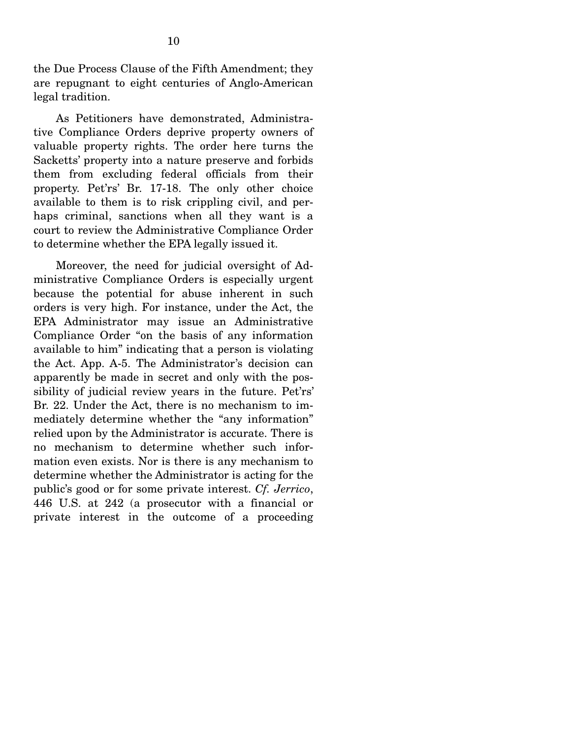the Due Process Clause of the Fifth Amendment; they are repugnant to eight centuries of Anglo-American legal tradition.

As Petitioners have demonstrated, Administrative Compliance Orders deprive property owners of valuable property rights. The order here turns the Sacketts' property into a nature preserve and forbids them from excluding federal officials from their property. Pet'rs' Br. 17-18. The only other choice available to them is to risk crippling civil, and perhaps criminal, sanctions when all they want is a court to review the Administrative Compliance Order to determine whether the EPA legally issued it.

Moreover, the need for judicial oversight of Administrative Compliance Orders is especially urgent because the potential for abuse inherent in such orders is very high. For instance, under the Act, the EPA Administrator may issue an Administrative Compliance Order "on the basis of any information available to him" indicating that a person is violating the Act. App. A-5. The Administrator's decision can apparently be made in secret and only with the possibility of judicial review years in the future. Pet'rs' Br. 22. Under the Act, there is no mechanism to immediately determine whether the "any information" relied upon by the Administrator is accurate. There is no mechanism to determine whether such information even exists. Nor is there is any mechanism to determine whether the Administrator is acting for the public's good or for some private interest. *Cf. Jerrico*, 446 U.S. at 242 (a prosecutor with a financial or private interest in the outcome of a proceeding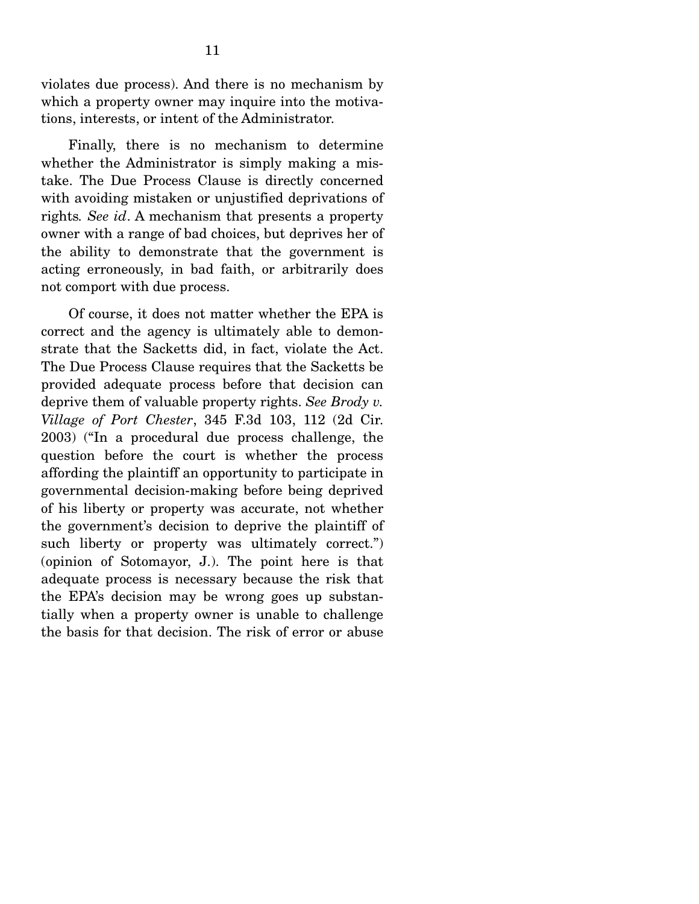violates due process). And there is no mechanism by which a property owner may inquire into the motivations, interests, or intent of the Administrator.

Finally, there is no mechanism to determine whether the Administrator is simply making a mistake. The Due Process Clause is directly concerned with avoiding mistaken or unjustified deprivations of rights. *See id*. A mechanism that presents a property owner with a range of bad choices, but deprives her of the ability to demonstrate that the government is acting erroneously, in bad faith, or arbitrarily does not comport with due process.

Of course, it does not matter whether the EPA is correct and the agency is ultimately able to demonstrate that the Sacketts did, in fact, violate the Act. The Due Process Clause requires that the Sacketts be provided adequate process before that decision can deprive them of valuable property rights. *See Brody v. Village of Port Chester*, 345 F.3d 103, 112 (2d Cir. 2003) ("In a procedural due process challenge, the question before the court is whether the process affording the plaintiff an opportunity to participate in governmental decision-making before being deprived of his liberty or property was accurate, not whether the government's decision to deprive the plaintiff of such liberty or property was ultimately correct.") (opinion of Sotomayor, J.). The point here is that adequate process is necessary because the risk that the EPA's decision may be wrong goes up substantially when a property owner is unable to challenge the basis for that decision. The risk of error or abuse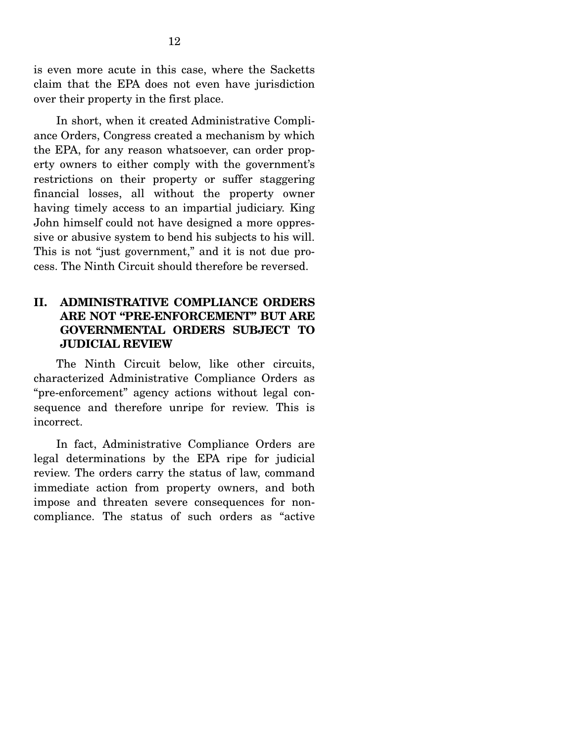is even more acute in this case, where the Sacketts claim that the EPA does not even have jurisdiction over their property in the first place.

In short, when it created Administrative Compliance Orders, Congress created a mechanism by which the EPA, for any reason whatsoever, can order property owners to either comply with the government's restrictions on their property or suffer staggering financial losses, all without the property owner having timely access to an impartial judiciary. King John himself could not have designed a more oppressive or abusive system to bend his subjects to his will. This is not "just government," and it is not due process. The Ninth Circuit should therefore be reversed.

## II. ADMINISTRATIVE COMPLIANCE ORDERS ARE NOT "PRE-ENFORCEMENT" BUT ARE GOVERNMENTAL ORDERS SUBJECT TO JUDICIAL REVIEW

The Ninth Circuit below, like other circuits, characterized Administrative Compliance Orders as "pre-enforcement" agency actions without legal consequence and therefore unripe for review. This is incorrect.

In fact, Administrative Compliance Orders are legal determinations by the EPA ripe for judicial review. The orders carry the status of law, command immediate action from property owners, and both impose and threaten severe consequences for noncompliance. The status of such orders as "active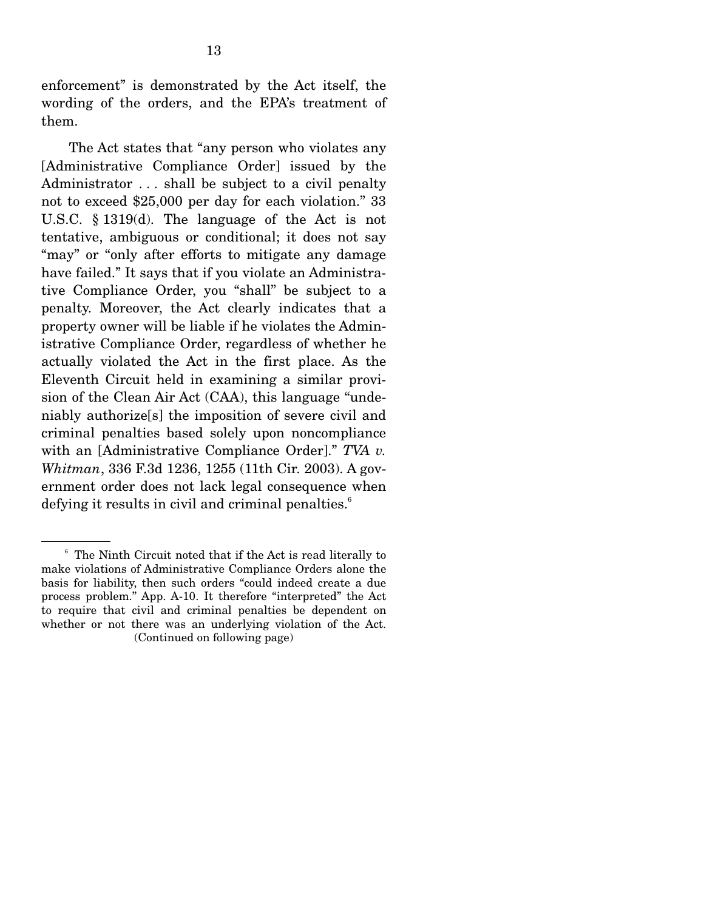enforcement" is demonstrated by the Act itself, the wording of the orders, and the EPA's treatment of them.

The Act states that "any person who violates any [Administrative Compliance Order] issued by the Administrator . . . shall be subject to a civil penalty not to exceed $25,000 per day for each violation." 33 U.S.C. § 1319(d). The language of the Act is not tentative, ambiguous or conditional; it does not say "may" or "only after efforts to mitigate any damage have failed." It says that if you violate an Administrative Compliance Order, you "shall" be subject to a penalty. Moreover, the Act clearly indicates that a property owner will be liable if he violates the Administrative Compliance Order, regardless of whether he actually violated the Act in the first place. As the Eleventh Circuit held in examining a similar provision of the Clean Air Act (CAA), this language "undeniably authorize[s] the imposition of severe civil and criminal penalties based solely upon noncompliance with an [Administrative Compliance Order]." *TVA v. Whitman*, 336 F.3d 1236, 1255 (11th Cir. 2003). A government order does not lack legal consequence when defying it results in civil and criminal penalties.[6]

---

[6] The Ninth Circuit noted that if the Act is read literally to make violations of Administrative Compliance Orders alone the basis for liability, then such orders "could indeed create a due process problem." App. A-10. It therefore "interpreted" the Act to require that civil and criminal penalties be dependent on whether or not there was an underlying violation of the Act.

(Continued on following page)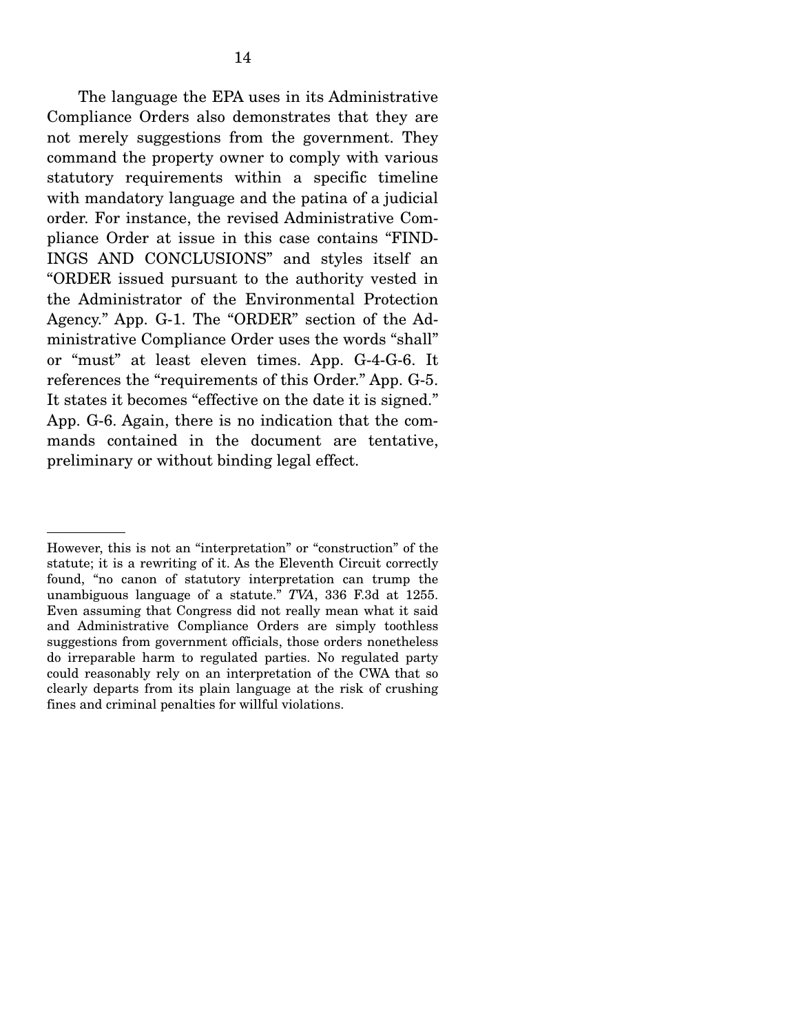The language the EPA uses in its Administrative Compliance Orders also demonstrates that they are not merely suggestions from the government. They command the property owner to comply with various statutory requirements within a specific timeline with mandatory language and the patina of a judicial order. For instance, the revised Administrative Compliance Order at issue in this case contains "FINDINGS AND CONCLUSIONS" and styles itself an "ORDER issued pursuant to the authority vested in the Administrator of the Environmental Protection Agency." App. G-1. The "ORDER" section of the Administrative Compliance Order uses the words "shall" or "must" at least eleven times. App. G-4-G-6. It references the "requirements of this Order." App. G-5. It states it becomes "effective on the date it is signed." App. G-6. Again, there is no indication that the commands contained in the document are tentative, preliminary or without binding legal effect.

---

However, this is not an "interpretation" or "construction" of the statute; it is a rewriting of it. As the Eleventh Circuit correctly found, "no canon of statutory interpretation can trump the unambiguous language of a statute." *TVA*, 336 F.3d at 1255. Even assuming that Congress did not really mean what it said and Administrative Compliance Orders are simply toothless suggestions from government officials, those orders nonetheless do irreparable harm to regulated parties. No regulated party could reasonably rely on an interpretation of the CWA that so clearly departs from its plain language at the risk of crushing fines and criminal penalties for willful violations.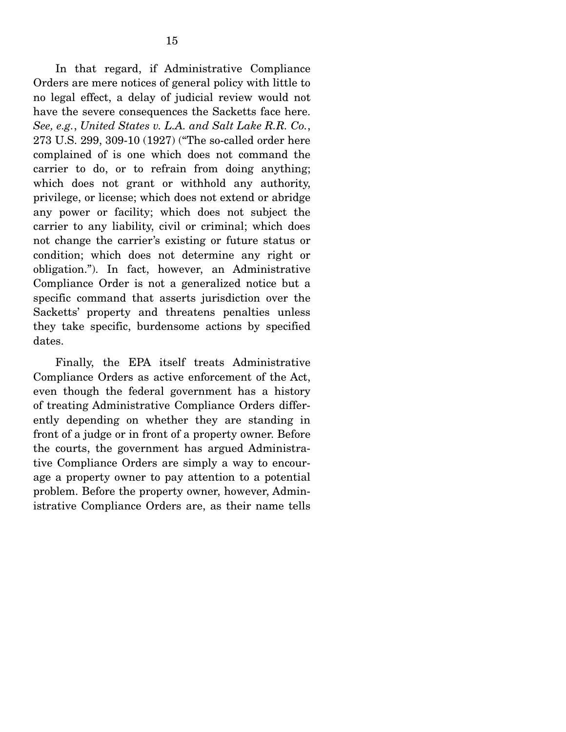In that regard, if Administrative Compliance Orders are mere notices of general policy with little to no legal effect, a delay of judicial review would not have the severe consequences the Sacketts face here. *See, e.g.*, *United States v. L.A. and Salt Lake R.R. Co.*, 273 U.S. 299, 309-10 (1927) ("The so-called order here complained of is one which does not command the carrier to do, or to refrain from doing anything; which does not grant or withhold any authority, privilege, or license; which does not extend or abridge any power or facility; which does not subject the carrier to any liability, civil or criminal; which does not change the carrier's existing or future status or condition; which does not determine any right or obligation."). In fact, however, an Administrative Compliance Order is not a generalized notice but a specific command that asserts jurisdiction over the Sacketts' property and threatens penalties unless they take specific, burdensome actions by specified dates.

Finally, the EPA itself treats Administrative Compliance Orders as active enforcement of the Act, even though the federal government has a history of treating Administrative Compliance Orders differently depending on whether they are standing in front of a judge or in front of a property owner. Before the courts, the government has argued Administrative Compliance Orders are simply a way to encourage a property owner to pay attention to a potential problem. Before the property owner, however, Administrative Compliance Orders are, as their name tells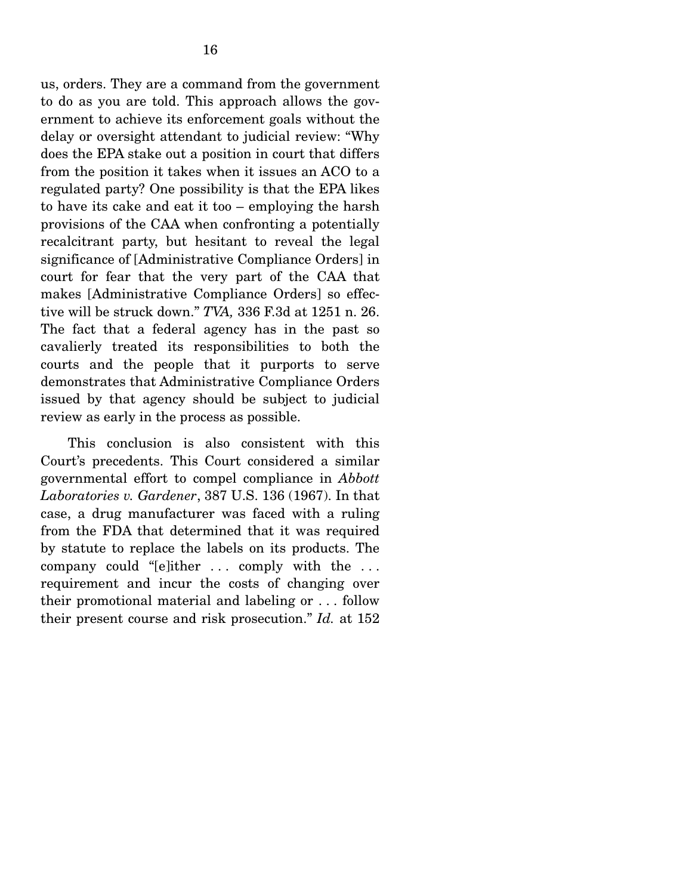us, orders. They are a command from the government to do as you are told. This approach allows the government to achieve its enforcement goals without the delay or oversight attendant to judicial review: "Why does the EPA stake out a position in court that differs from the position it takes when it issues an ACO to a regulated party? One possibility is that the EPA likes to have its cake and eat it too – employing the harsh provisions of the CAA when confronting a potentially recalcitrant party, but hesitant to reveal the legal significance of [Administrative Compliance Orders] in court for fear that the very part of the CAA that makes [Administrative Compliance Orders] so effective will be struck down." *TVA,* 336 F.3d at 1251 n. 26. The fact that a federal agency has in the past so cavalierly treated its responsibilities to both the courts and the people that it purports to serve demonstrates that Administrative Compliance Orders issued by that agency should be subject to judicial review as early in the process as possible.

This conclusion is also consistent with this Court's precedents. This Court considered a similar governmental effort to compel compliance in *Abbott Laboratories v. Gardener*, 387 U.S. 136 (1967). In that case, a drug manufacturer was faced with a ruling from the FDA that determined that it was required by statute to replace the labels on its products. The company could "[e]ither . . . comply with the . . . requirement and incur the costs of changing over their promotional material and labeling or . . . follow their present course and risk prosecution." *Id.* at 152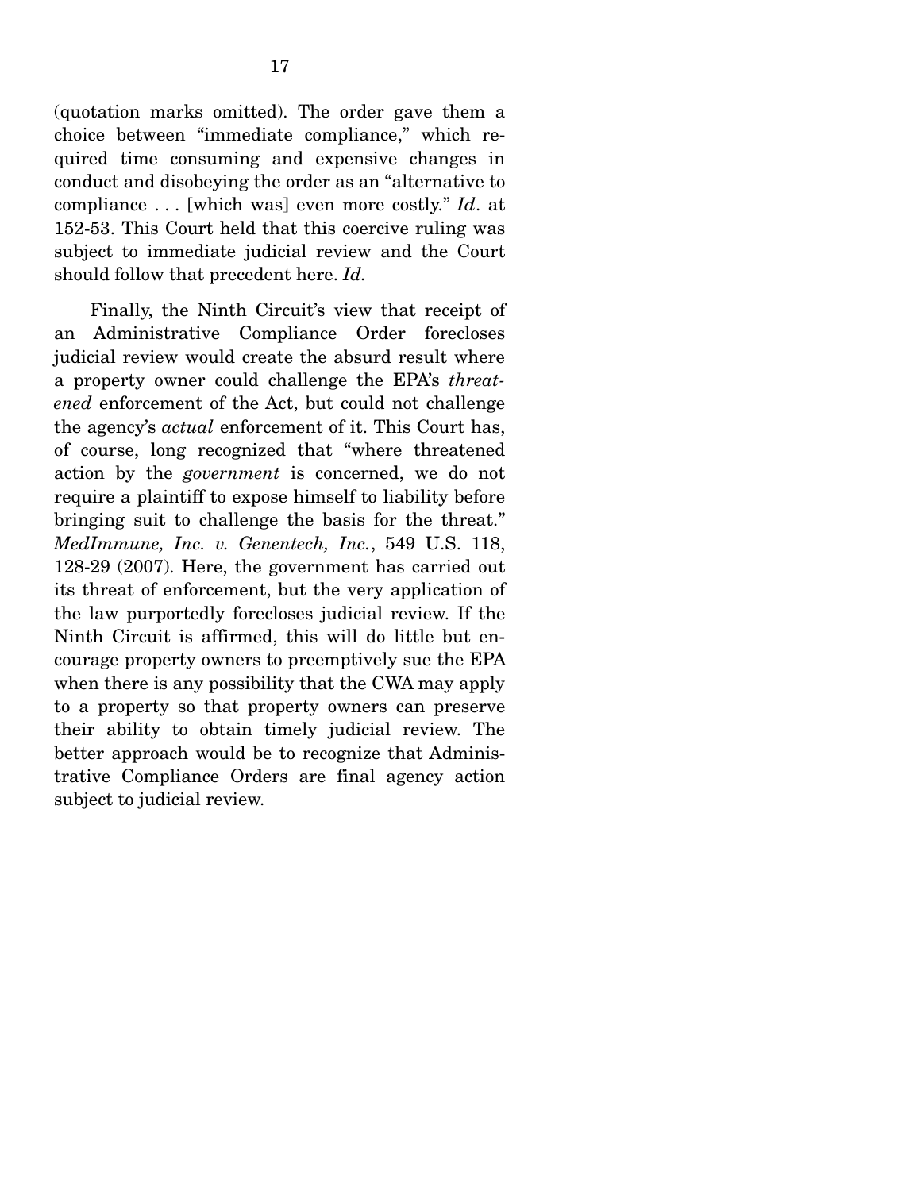(quotation marks omitted). The order gave them a choice between "immediate compliance," which required time consuming and expensive changes in conduct and disobeying the order as an "alternative to compliance . . . [which was] even more costly." *Id*. at 152-53. This Court held that this coercive ruling was subject to immediate judicial review and the Court should follow that precedent here. *Id.*

Finally, the Ninth Circuit's view that receipt of an Administrative Compliance Order forecloses judicial review would create the absurd result where a property owner could challenge the EPA's *threatened* enforcement of the Act, but could not challenge the agency's *actual* enforcement of it. This Court has, of course, long recognized that "where threatened action by the *government* is concerned, we do not require a plaintiff to expose himself to liability before bringing suit to challenge the basis for the threat." *MedImmune, Inc. v. Genentech, Inc.*, 549 U.S. 118, 128-29 (2007). Here, the government has carried out its threat of enforcement, but the very application of the law purportedly forecloses judicial review. If the Ninth Circuit is affirmed, this will do little but encourage property owners to preemptively sue the EPA when there is any possibility that the CWA may apply to a property so that property owners can preserve their ability to obtain timely judicial review. The better approach would be to recognize that Administrative Compliance Orders are final agency action subject to judicial review.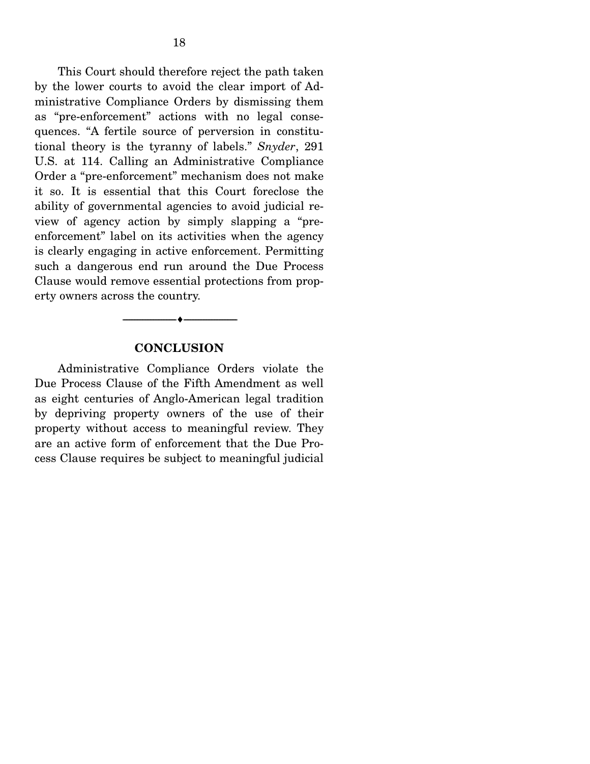This Court should therefore reject the path taken by the lower courts to avoid the clear import of Administrative Compliance Orders by dismissing them as "pre-enforcement" actions with no legal consequences. "A fertile source of perversion in constitutional theory is the tyranny of labels." *Snyder*, 291 U.S. at 114. Calling an Administrative Compliance Order a "pre-enforcement" mechanism does not make it so. It is essential that this Court foreclose the ability of governmental agencies to avoid judicial review of agency action by simply slapping a "pre-enforcement" label on its activities when the agency is clearly engaging in active enforcement. Permitting such a dangerous end run around the Due Process Clause would remove essential protections from property owners across the country.

---

## CONCLUSION

Administrative Compliance Orders violate the Due Process Clause of the Fifth Amendment as well as eight centuries of Anglo-American legal tradition by depriving property owners of the use of their property without access to meaningful review. They are an active form of enforcement that the Due Process Clause requires be subject to meaningful judicial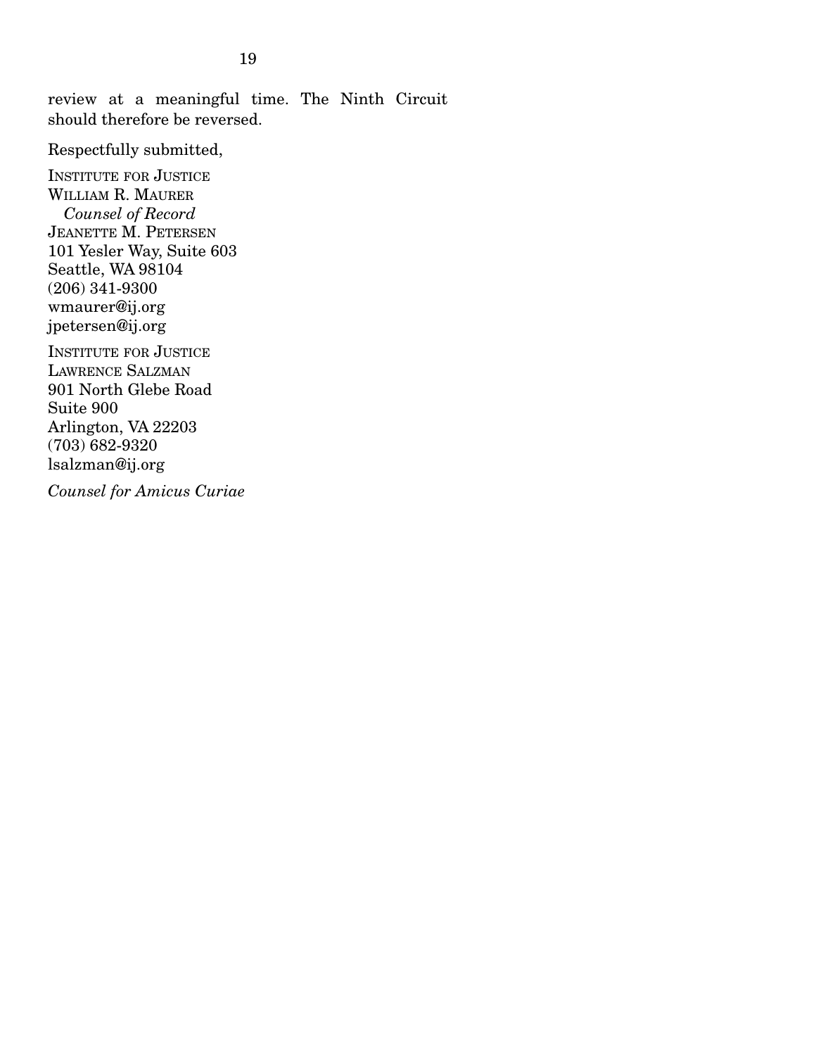review at a meaningful time. The Ninth Circuit should therefore be reversed.

Respectfully submitted,

INSTITUTE FOR JUSTICE
WILLIAM R. MAURER
*Counsel of Record*
JEANETTE M. PETERSEN
101 Yesler Way, Suite 603
Seattle, WA 98104
(206) 341-9300
wmaurer@ij.org
jpetersen@ij.org

INSTITUTE FOR JUSTICE
LAWRENCE SALZMAN
901 North Glebe Road
Suite 900
Arlington, VA 22203
(703) 682-9320
lsalzman@ij.org

*Counsel for Amicus Curiae*